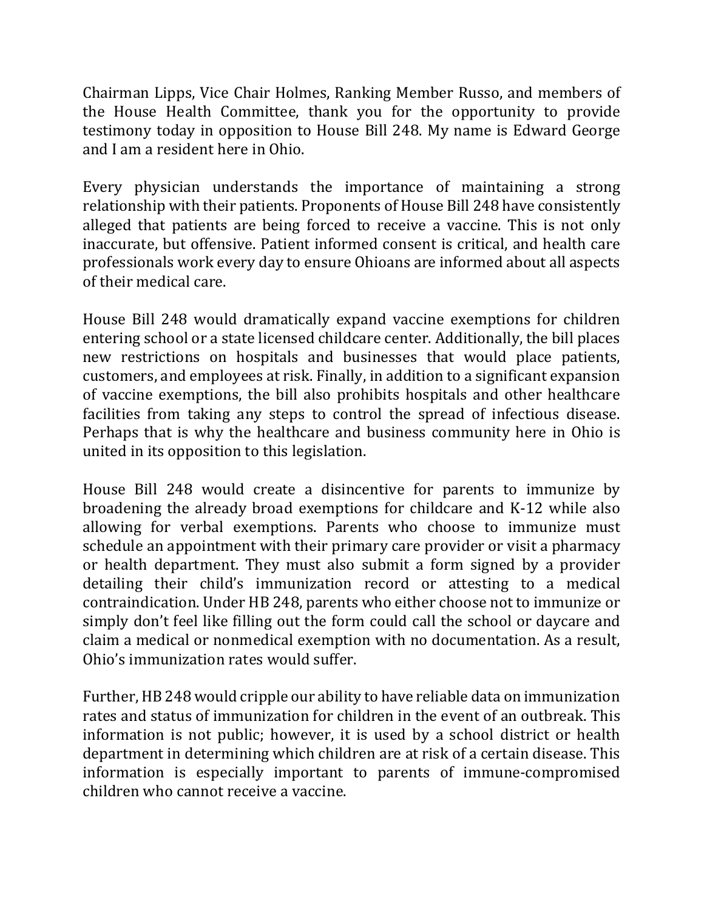Chairman Lipps, Vice Chair Holmes, Ranking Member Russo, and members of the House Health Committee, thank you for the opportunity to provide testimony today in opposition to House Bill 248. My name is Edward George and I am a resident here in Ohio.

Every physician understands the importance of maintaining a strong relationship with their patients. Proponents of House Bill 248 have consistently alleged that patients are being forced to receive a vaccine. This is not only inaccurate, but offensive. Patient informed consent is critical, and health care professionals work every day to ensure Ohioans are informed about all aspects of their medical care.

House Bill 248 would dramatically expand vaccine exemptions for children entering school or a state licensed childcare center. Additionally, the bill places new restrictions on hospitals and businesses that would place patients, customers, and employees at risk. Finally, in addition to a significant expansion of vaccine exemptions, the bill also prohibits hospitals and other healthcare facilities from taking any steps to control the spread of infectious disease. Perhaps that is why the healthcare and business community here in Ohio is united in its opposition to this legislation.

House Bill 248 would create a disincentive for parents to immunize by broadening the already broad exemptions for childcare and K-12 while also allowing for verbal exemptions. Parents who choose to immunize must schedule an appointment with their primary care provider or visit a pharmacy or health department. They must also submit a form signed by a provider detailing their child's immunization record or attesting to a medical contraindication. Under HB 248, parents who either choose not to immunize or simply don't feel like filling out the form could call the school or daycare and claim a medical or nonmedical exemption with no documentation. As a result, Ohio's immunization rates would suffer.

Further, HB 248 would cripple our ability to have reliable data on immunization rates and status of immunization for children in the event of an outbreak. This information is not public; however, it is used by a school district or health department in determining which children are at risk of a certain disease. This information is especially important to parents of immune-compromised children who cannot receive a vaccine.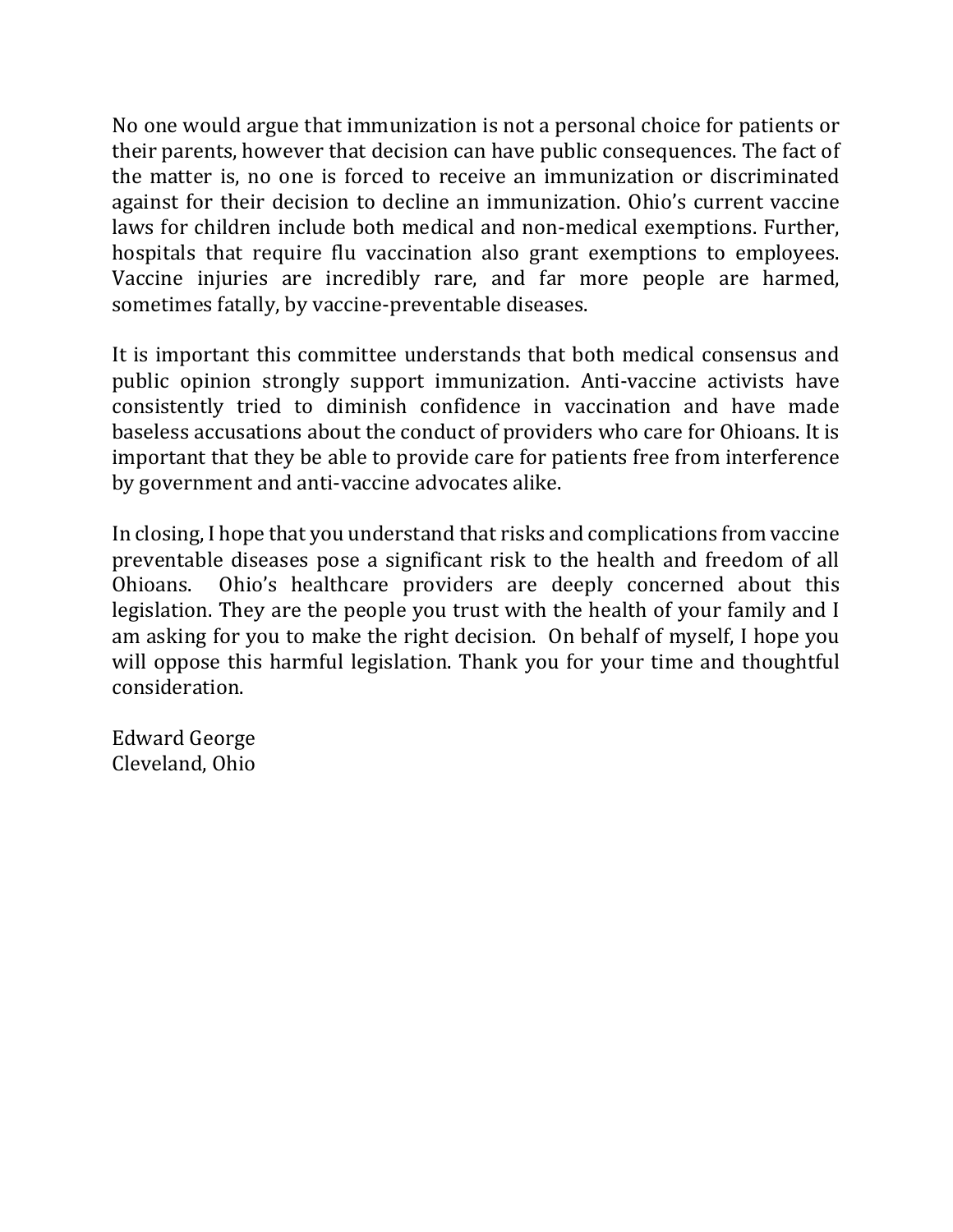No one would argue that immunization is not a personal choice for patients or their parents, however that decision can have public consequences. The fact of the matter is, no one is forced to receive an immunization or discriminated against for their decision to decline an immunization. Ohio's current vaccine laws for children include both medical and non-medical exemptions. Further, hospitals that require flu vaccination also grant exemptions to employees. Vaccine injuries are incredibly rare, and far more people are harmed, sometimes fatally, by vaccine-preventable diseases.

It is important this committee understands that both medical consensus and public opinion strongly support immunization. Anti-vaccine activists have consistently tried to diminish confidence in vaccination and have made baseless accusations about the conduct of providers who care for Ohioans. It is important that they be able to provide care for patients free from interference by government and anti-vaccine advocates alike.

In closing, I hope that you understand that risks and complications from vaccine preventable diseases pose a significant risk to the health and freedom of all Ohioans. Ohio's healthcare providers are deeply concerned about this legislation. They are the people you trust with the health of your family and I am asking for you to make the right decision. On behalf of myself, I hope you will oppose this harmful legislation. Thank you for your time and thoughtful consideration.

Edward George
Cleveland, Ohio